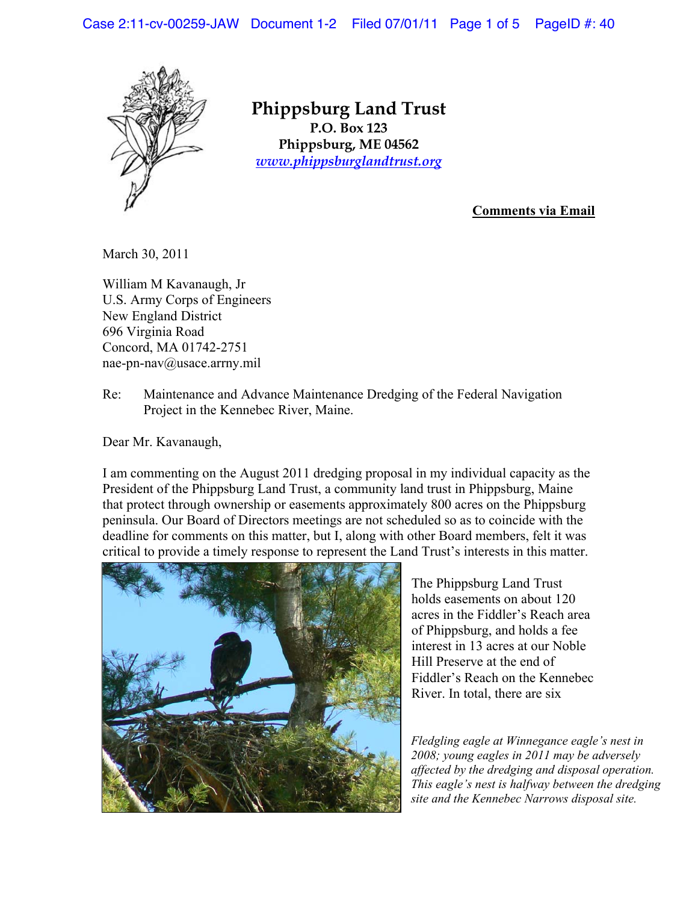# Phippsburg Land Trust

**P.O. Box 123**
**Phippsburg, ME 04562**
*www.phippsburglandtrust.org*

**Comments via Email**

March 30, 2011

William M Kavanaugh, Jr
U.S. Army Corps of Engineers
New England District
696 Virginia Road
Concord, MA 01742-2751
nae-pn-nav@usace.arrny.mil

Re: Maintenance and Advance Maintenance Dredging of the Federal Navigation Project in the Kennebec River, Maine.

Dear Mr. Kavanaugh,

I am commenting on the August 2011 dredging proposal in my individual capacity as the President of the Phippsburg Land Trust, a community land trust in Phippsburg, Maine that protect through ownership or easements approximately 800 acres on the Phippsburg peninsula. Our Board of Directors meetings are not scheduled so as to coincide with the deadline for comments on this matter, but I, along with other Board members, felt it was critical to provide a timely response to represent the Land Trust's interests in this matter.

*Fledgling eagle at Winnegance eagle's nest in 2008; young eagles in 2011 may be adversely affected by the dredging and disposal operation. This eagle's nest is halfway between the dredging site and the Kennebec Narrows disposal site.*

The Phippsburg Land Trust holds easements on about 120 acres in the Fiddler's Reach area of Phippsburg, and holds a fee interest in 13 acres at our Noble Hill Preserve at the end of Fiddler's Reach on the Kennebec River. In total, there are six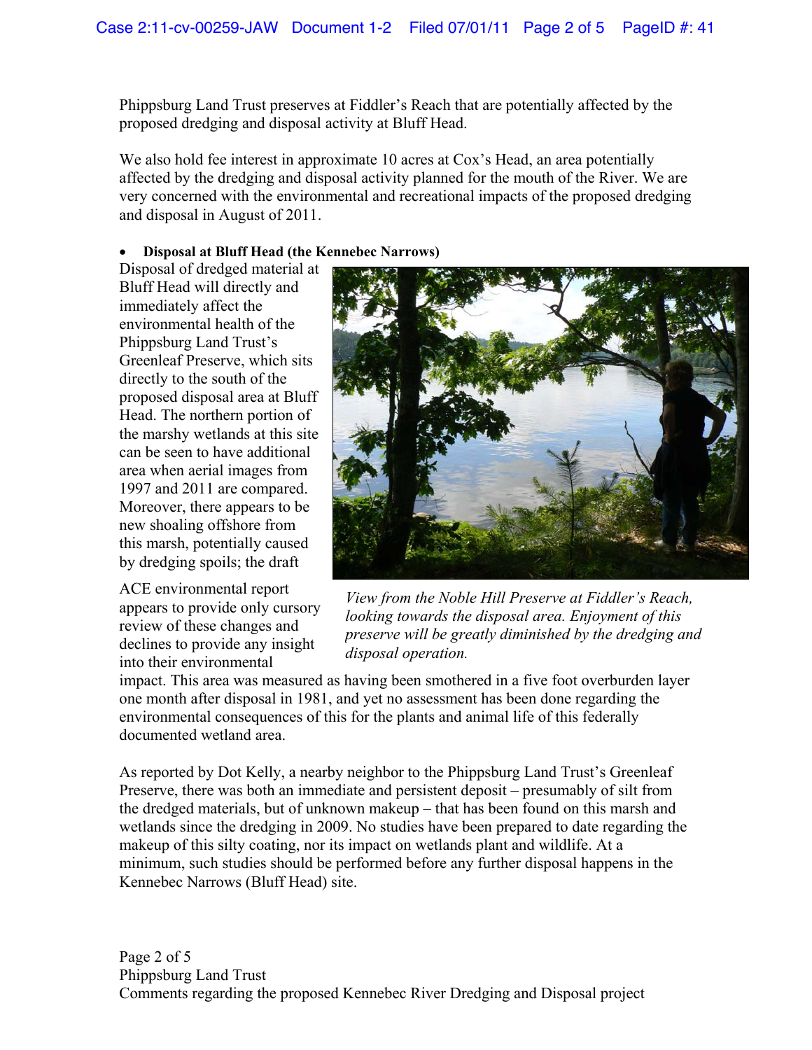Phippsburg Land Trust preserves at Fiddler's Reach that are potentially affected by the proposed dredging and disposal activity at Bluff Head.

We also hold fee interest in approximate 10 acres at Cox's Head, an area potentially affected by the dredging and disposal activity planned for the mouth of the River. We are very concerned with the environmental and recreational impacts of the proposed dredging and disposal in August of 2011.

- **Disposal at Bluff Head (the Kennebec Narrows)**

Disposal of dredged material at Bluff Head will directly and immediately affect the environmental health of the Phippsburg Land Trust's Greenleaf Preserve, which sits directly to the south of the proposed disposal area at Bluff Head. The northern portion of the marshy wetlands at this site can be seen to have additional area when aerial images from 1997 and 2011 are compared. Moreover, there appears to be new shoaling offshore from this marsh, potentially caused by dredging spoils; the draft ACE environmental report appears to provide only cursory review of these changes and declines to provide any insight into their environmental impact. This area was measured as having been smothered in a five foot overburden layer one month after disposal in 1981, and yet no assessment has been done regarding the environmental consequences of this for the plants and animal life of this federally documented wetland area.

*View from the Noble Hill Preserve at Fiddler's Reach, looking towards the disposal area. Enjoyment of this preserve will be greatly diminished by the dredging and disposal operation.*

As reported by Dot Kelly, a nearby neighbor to the Phippsburg Land Trust's Greenleaf Preserve, there was both an immediate and persistent deposit – presumably of silt from the dredged materials, but of unknown makeup – that has been found on this marsh and wetlands since the dredging in 2009. No studies have been prepared to date regarding the makeup of this silty coating, nor its impact on wetlands plant and wildlife. At a minimum, such studies should be performed before any further disposal happens in the Kennebec Narrows (Bluff Head) site.

Phippsburg Land Trust
Comments regarding the proposed Kennebec River Dredging and Disposal project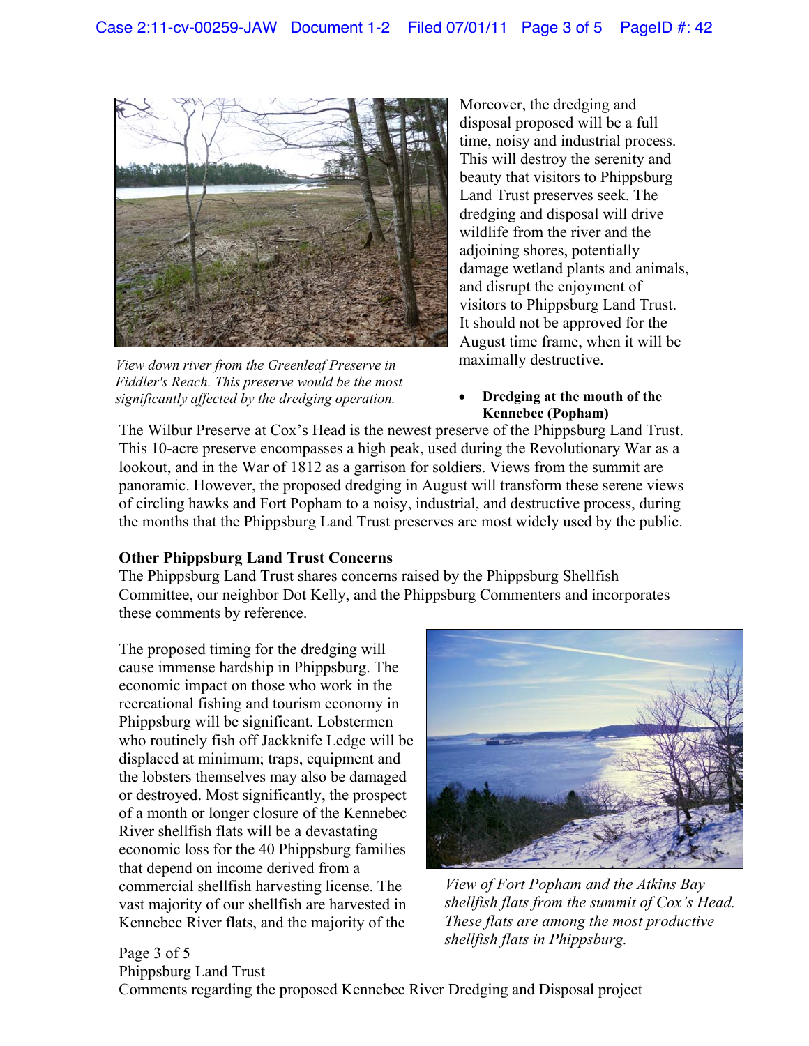View down river from the Greenleaf Preserve in Fiddler's Reach. This preserve would be the most significantly affected by the dredging operation.

Moreover, the dredging and disposal proposed will be a full time, noisy and industrial process. This will destroy the serenity and beauty that visitors to Phippsburg Land Trust preserves seek. The dredging and disposal will drive wildlife from the river and the adjoining shores, potentially damage wetland plants and animals, and disrupt the enjoyment of visitors to Phippsburg Land Trust. It should not be approved for the August time frame, when it will be maximally destructive.

- **Dredging at the mouth of the Kennebec (Popham)**

The Wilbur Preserve at Cox's Head is the newest preserve of the Phippsburg Land Trust. This 10-acre preserve encompasses a high peak, used during the Revolutionary War as a lookout, and in the War of 1812 as a garrison for soldiers. Views from the summit are panoramic. However, the proposed dredging in August will transform these serene views of circling hawks and Fort Popham to a noisy, industrial, and destructive process, during the months that the Phippsburg Land Trust preserves are most widely used by the public.

**Other Phippsburg Land Trust Concerns**

The Phippsburg Land Trust shares concerns raised by the Phippsburg Shellfish Committee, our neighbor Dot Kelly, and the Phippsburg Commenters and incorporates these comments by reference.

The proposed timing for the dredging will cause immense hardship in Phippsburg. The economic impact on those who work in the recreational fishing and tourism economy in Phippsburg will be significant. Lobstermen who routinely fish off Jackknife Ledge will be displaced at minimum; traps, equipment and the lobsters themselves may also be damaged or destroyed. Most significantly, the prospect of a month or longer closure of the Kennebec River shellfish flats will be a devastating economic loss for the 40 Phippsburg families that depend on income derived from a commercial shellfish harvesting license. The vast majority of our shellfish are harvested in Kennebec River flats, and the majority of the

*View of Fort Popham and the Atkins Bay shellfish flats from the summit of Cox's Head. These flats are among the most productive shellfish flats in Phippsburg.*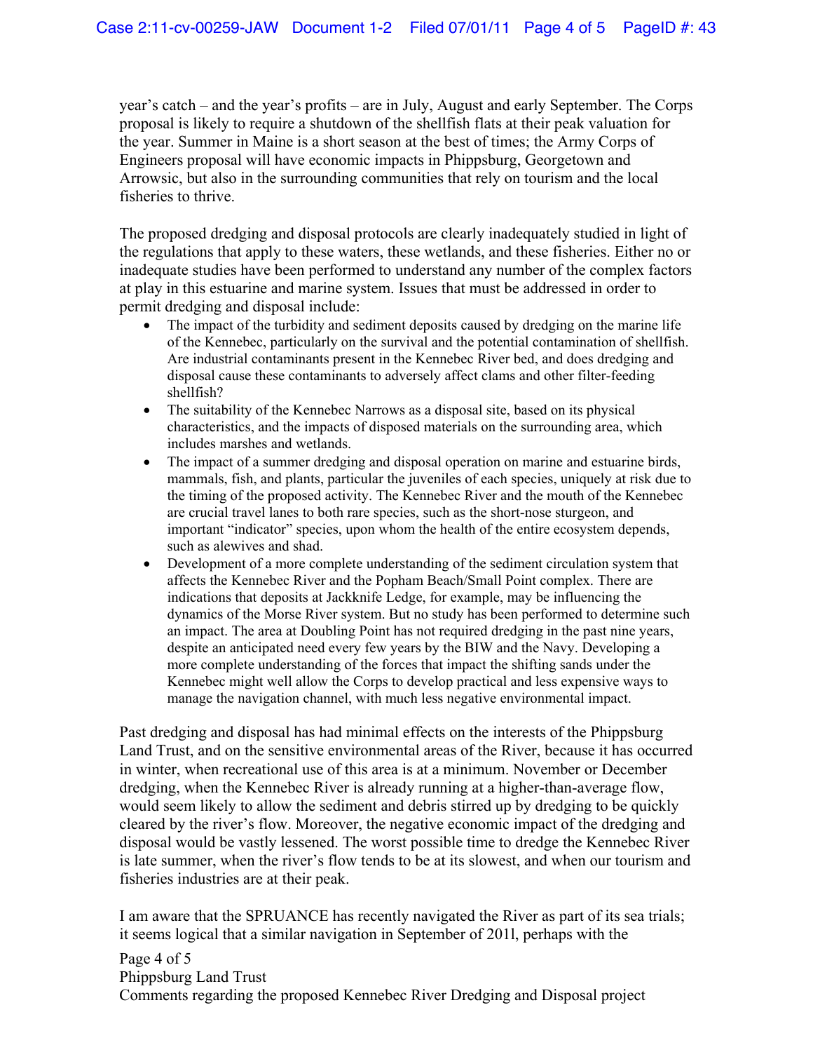year's catch – and the year's profits – are in July, August and early September. The Corps proposal is likely to require a shutdown of the shellfish flats at their peak valuation for the year. Summer in Maine is a short season at the best of times; the Army Corps of Engineers proposal will have economic impacts in Phippsburg, Georgetown and Arrowsic, but also in the surrounding communities that rely on tourism and the local fisheries to thrive.

The proposed dredging and disposal protocols are clearly inadequately studied in light of the regulations that apply to these waters, these wetlands, and these fisheries. Either no or inadequate studies have been performed to understand any number of the complex factors at play in this estuarine and marine system. Issues that must be addressed in order to permit dredging and disposal include:

- The impact of the turbidity and sediment deposits caused by dredging on the marine life of the Kennebec, particularly on the survival and the potential contamination of shellfish. Are industrial contaminants present in the Kennebec River bed, and does dredging and disposal cause these contaminants to adversely affect clams and other filter-feeding shellfish?
- The suitability of the Kennebec Narrows as a disposal site, based on its physical characteristics, and the impacts of disposed materials on the surrounding area, which includes marshes and wetlands.
- The impact of a summer dredging and disposal operation on marine and estuarine birds, mammals, fish, and plants, particular the juveniles of each species, uniquely at risk due to the timing of the proposed activity. The Kennebec River and the mouth of the Kennebec are crucial travel lanes to both rare species, such as the short-nose sturgeon, and important "indicator" species, upon whom the health of the entire ecosystem depends, such as alewives and shad.
- Development of a more complete understanding of the sediment circulation system that affects the Kennebec River and the Popham Beach/Small Point complex. There are indications that deposits at Jackknife Ledge, for example, may be influencing the dynamics of the Morse River system. But no study has been performed to determine such an impact. The area at Doubling Point has not required dredging in the past nine years, despite an anticipated need every few years by the BIW and the Navy. Developing a more complete understanding of the forces that impact the shifting sands under the Kennebec might well allow the Corps to develop practical and less expensive ways to manage the navigation channel, with much less negative environmental impact.

Past dredging and disposal has had minimal effects on the interests of the Phippsburg Land Trust, and on the sensitive environmental areas of the River, because it has occurred in winter, when recreational use of this area is at a minimum. November or December dredging, when the Kennebec River is already running at a higher-than-average flow, would seem likely to allow the sediment and debris stirred up by dredging to be quickly cleared by the river's flow. Moreover, the negative economic impact of the dredging and disposal would be vastly lessened. The worst possible time to dredge the Kennebec River is late summer, when the river's flow tends to be at its slowest, and when our tourism and fisheries industries are at their peak.

I am aware that the SPRUANCE has recently navigated the River as part of its sea trials; it seems logical that a similar navigation in September of 2011, perhaps with the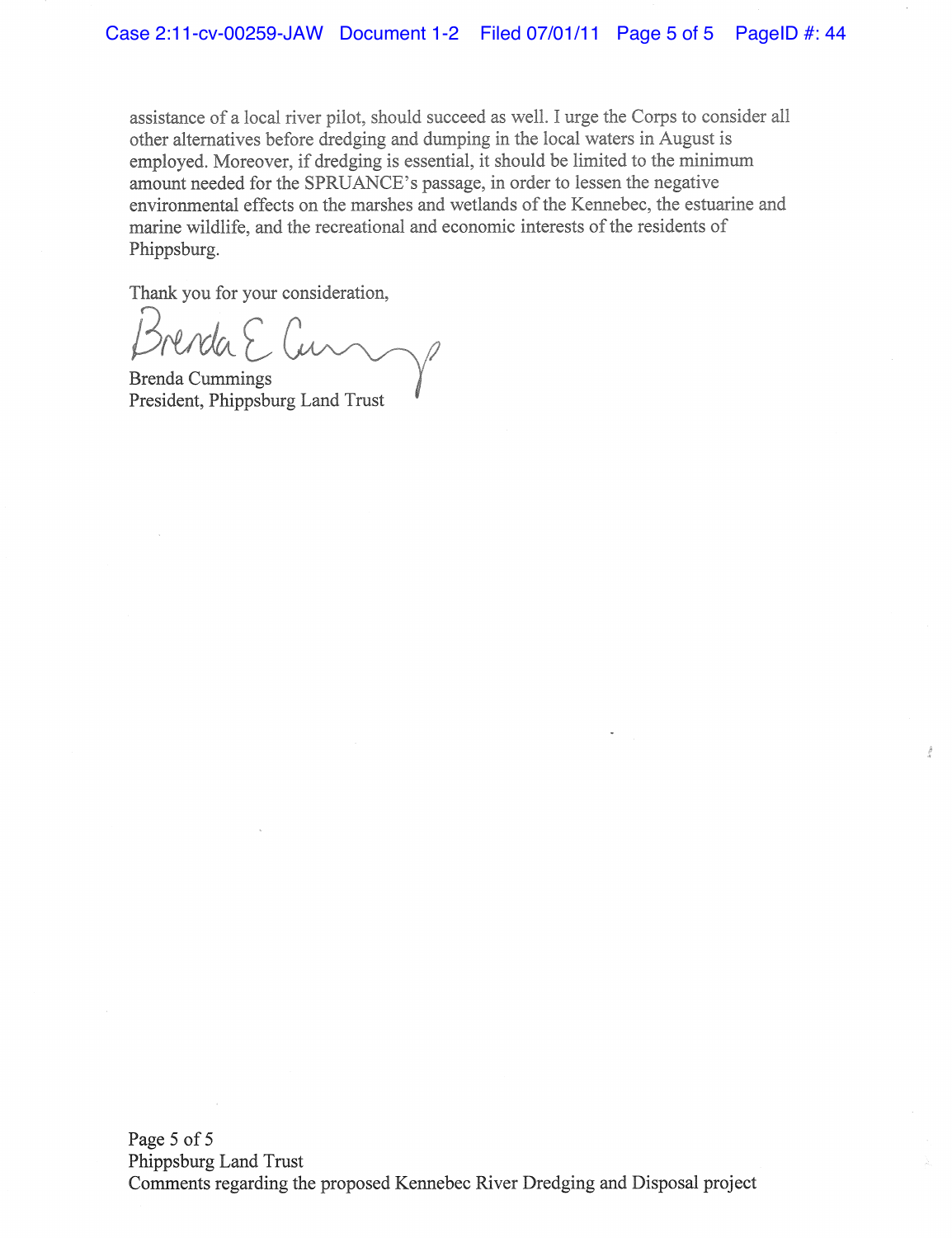assistance of a local river pilot, should succeed as well. I urge the Corps to consider all other alternatives before dredging and dumping in the local waters in August is employed. Moreover, if dredging is essential, it should be limited to the minimum amount needed for the SPRUANCE's passage, in order to lessen the negative environmental effects on the marshes and wetlands of the Kennebec, the estuarine and marine wildlife, and the recreational and economic interests of the residents of Phippsburg.

Thank you for your consideration,

Brenda E Cummings

Brenda Cummings
President, Phippsburg Land Trust

Phippsburg Land Trust
Comments regarding the proposed Kennebec River Dredging and Disposal project